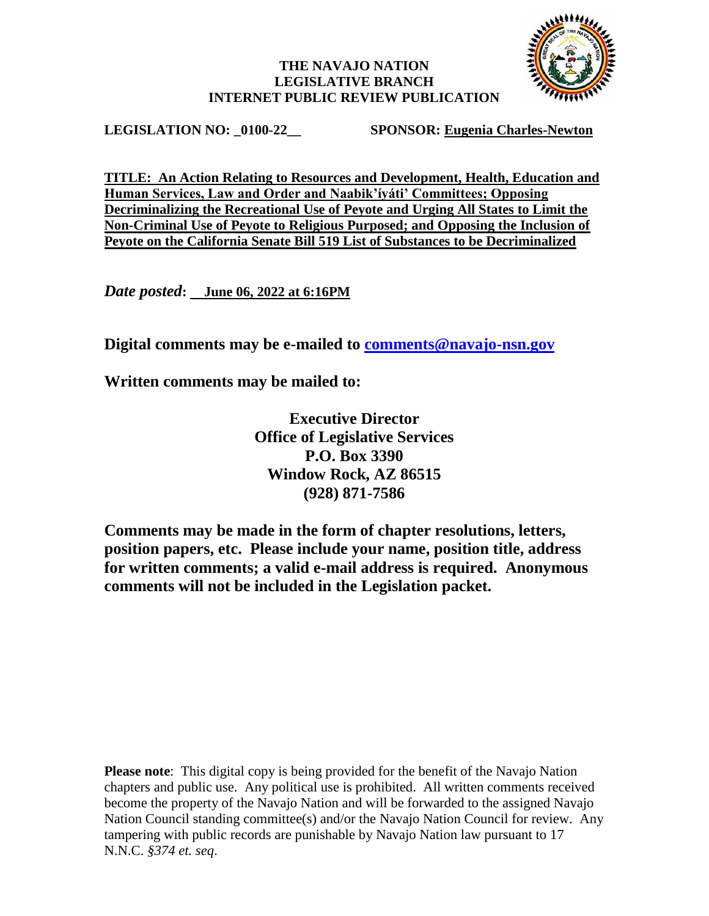**THE NAVAJO NATION**
**LEGISLATIVE BRANCH**
**INTERNET PUBLIC REVIEW PUBLICATION**

**LEGISLATION NO: _0100-22__** **SPONSOR: Eugenia Charles-Newton**

**TITLE: An Action Relating to Resources and Development, Health, Education and Human Services, Law and Order and Naabik'íyáti' Committees; Opposing Decriminalizing the Recreational Use of Peyote and Urging All States to Limit the Non-Criminal Use of Peyote to Religious Purposed; and Opposing the Inclusion of Peyote on the California Senate Bill 519 List of Substances to be Decriminalized**

***Date posted*: June 06, 2022 at 6:16PM**

**Digital comments may be e-mailed to comments@navajo-nsn.gov**

**Written comments may be mailed to:**

**Executive Director**
**Office of Legislative Services**
**P.O. Box 3390**
**Window Rock, AZ 86515**
**(928) 871-7586**

**Comments may be made in the form of chapter resolutions, letters, position papers, etc. Please include your name, position title, address for written comments; a valid e-mail address is required. Anonymous comments will not be included in the Legislation packet.**

**Please note**: This digital copy is being provided for the benefit of the Navajo Nation chapters and public use. Any political use is prohibited. All written comments received become the property of the Navajo Nation and will be forwarded to the assigned Navajo Nation Council standing committee(s) and/or the Navajo Nation Council for review. Any tampering with public records are punishable by Navajo Nation law pursuant to 17 N.N.C. *§374 et. seq*.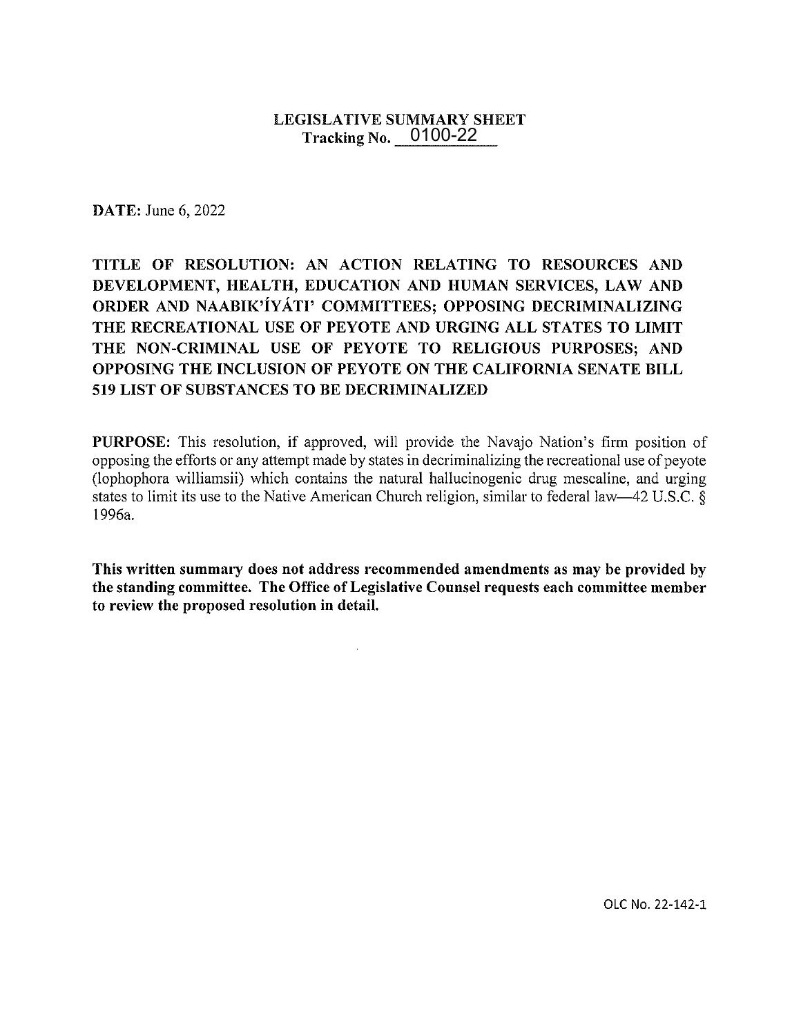# LEGISLATIVE SUMMARY SHEET
## Tracking No. 0100-22

**DATE:** June 6, 2022

**TITLE OF RESOLUTION: AN ACTION RELATING TO RESOURCES AND DEVELOPMENT, HEALTH, EDUCATION AND HUMAN SERVICES, LAW AND ORDER AND NAABIK'ÍYÁTI' COMMITTEES; OPPOSING DECRIMINALIZING THE RECREATIONAL USE OF PEYOTE AND URGING ALL STATES TO LIMIT THE NON-CRIMINAL USE OF PEYOTE TO RELIGIOUS PURPOSES; AND OPPOSING THE INCLUSION OF PEYOTE ON THE CALIFORNIA SENATE BILL 519 LIST OF SUBSTANCES TO BE DECRIMINALIZED**

**PURPOSE:** This resolution, if approved, will provide the Navajo Nation's firm position of opposing the efforts or any attempt made by states in decriminalizing the recreational use of peyote (lophophora williamsii) which contains the natural hallucinogenic drug mescaline, and urging states to limit its use to the Native American Church religion, similar to federal law—42 U.S.C. § 1996a.

**This written summary does not address recommended amendments as may be provided by the standing committee. The Office of Legislative Counsel requests each committee member to review the proposed resolution in detail.**

OLC No. 22-142-1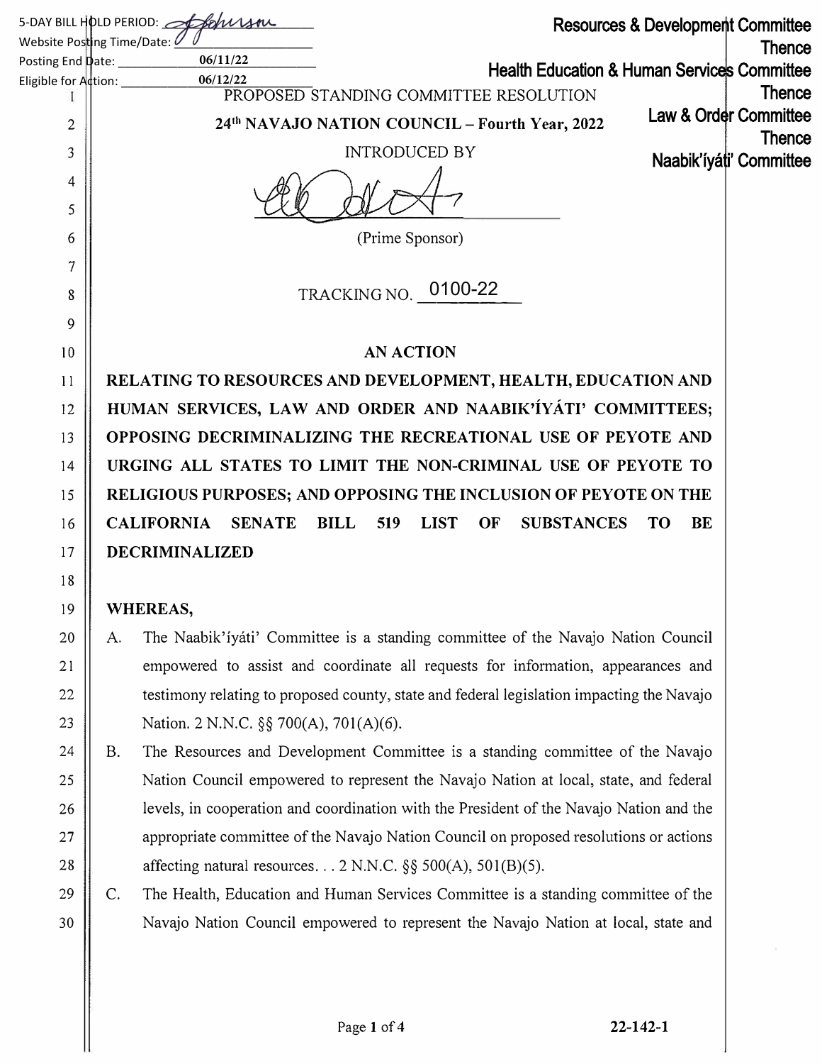5-DAY BILL HOLD PERIOD: *(signature)*
Website Posting Time/Date:
Posting End Date: 06/11/22
Eligible for Action: 06/12/22

**Resources & Development Committee**
**Thence**
**Health Education & Human Services Committee**
**Thence**
**Law & Order Committee**
**Thence**
**Naabik'íyáti' Committee**

PROPOSED STANDING COMMITTEE RESOLUTION

**24th NAVAJO NATION COUNCIL – Fourth Year, 2022**

INTRODUCED BY

*(signature)*

(Prime Sponsor)

TRACKING NO. 0100-22

## AN ACTION

**RELATING TO RESOURCES AND DEVELOPMENT, HEALTH, EDUCATION AND HUMAN SERVICES, LAW AND ORDER AND NAABIK'ÍYÁTI' COMMITTEES; OPPOSING DECRIMINALIZING THE RECREATIONAL USE OF PEYOTE AND URGING ALL STATES TO LIMIT THE NON-CRIMINAL USE OF PEYOTE TO RELIGIOUS PURPOSES; AND OPPOSING THE INCLUSION OF PEYOTE ON THE CALIFORNIA SENATE BILL 519 LIST OF SUBSTANCES TO BE DECRIMINALIZED**

**WHEREAS,**

A. The Naabik'íyáti' Committee is a standing committee of the Navajo Nation Council empowered to assist and coordinate all requests for information, appearances and testimony relating to proposed county, state and federal legislation impacting the Navajo Nation. 2 N.N.C. §§ 700(A), 701(A)(6).

B. The Resources and Development Committee is a standing committee of the Navajo Nation Council empowered to represent the Navajo Nation at local, state, and federal levels, in cooperation and coordination with the President of the Navajo Nation and the appropriate committee of the Navajo Nation Council on proposed resolutions or actions affecting natural resources. . . 2 N.N.C. §§ 500(A), 501(B)(5).

C. The Health, Education and Human Services Committee is a standing committee of the Navajo Nation Council empowered to represent the Navajo Nation at local, state and

22-142-1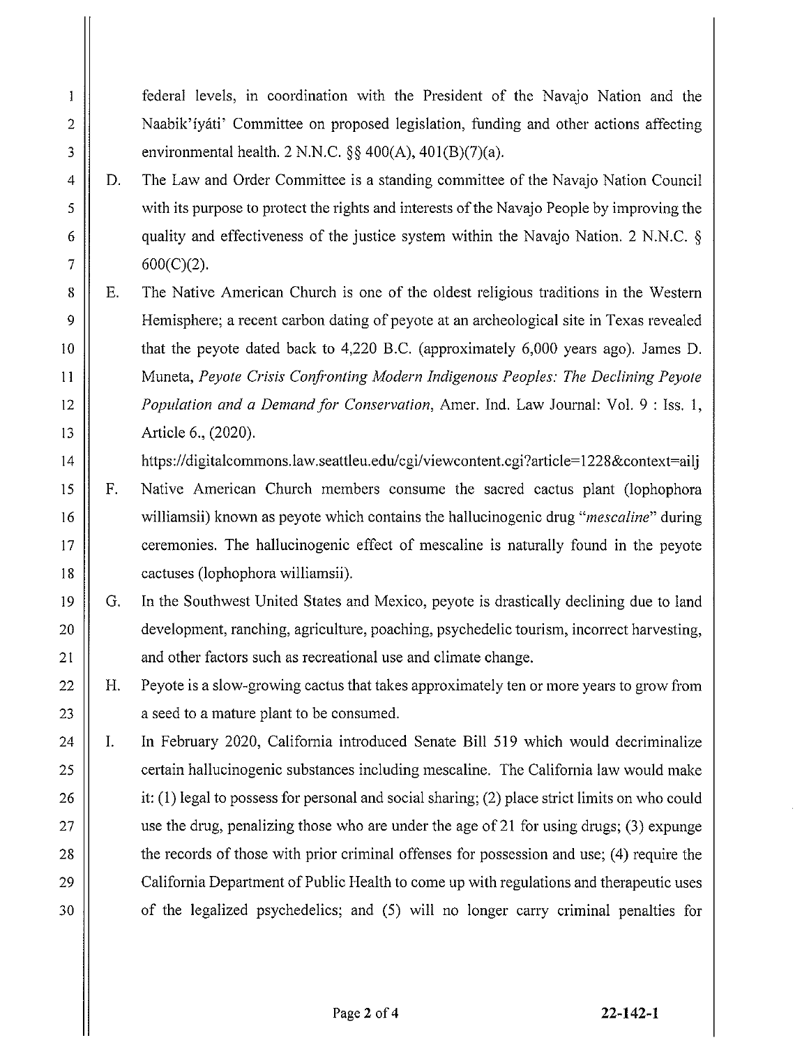federal levels, in coordination with the President of the Navajo Nation and the Naabik'íyáti' Committee on proposed legislation, funding and other actions affecting environmental health. 2 N.N.C. §§ 400(A), 401(B)(7)(a).

D. The Law and Order Committee is a standing committee of the Navajo Nation Council with its purpose to protect the rights and interests of the Navajo People by improving the quality and effectiveness of the justice system within the Navajo Nation. 2 N.N.C. § 600(C)(2).

E. The Native American Church is one of the oldest religious traditions in the Western Hemisphere; a recent carbon dating of peyote at an archeological site in Texas revealed that the peyote dated back to 4,220 B.C. (approximately 6,000 years ago). James D. Muneta, *Peyote Crisis Confronting Modern Indigenous Peoples: The Declining Peyote Population and a Demand for Conservation*, Amer. Ind. Law Journal: Vol. 9 : Iss. 1, Article 6., (2020). https://digitalcommons.law.seattleu.edu/cgi/viewcontent.cgi?article=1228&context=ailj

F. Native American Church members consume the sacred cactus plant (lophophora williamsii) known as peyote which contains the hallucinogenic drug "*mescaline*" during ceremonies. The hallucinogenic effect of mescaline is naturally found in the peyote cactuses (lophophora williamsii).

G. In the Southwest United States and Mexico, peyote is drastically declining due to land development, ranching, agriculture, poaching, psychedelic tourism, incorrect harvesting, and other factors such as recreational use and climate change.

H. Peyote is a slow-growing cactus that takes approximately ten or more years to grow from a seed to a mature plant to be consumed.

I. In February 2020, California introduced Senate Bill 519 which would decriminalize certain hallucinogenic substances including mescaline. The California law would make it: (1) legal to possess for personal and social sharing; (2) place strict limits on who could use the drug, penalizing those who are under the age of 21 for using drugs; (3) expunge the records of those with prior criminal offenses for possession and use; (4) require the California Department of Public Health to come up with regulations and therapeutic uses of the legalized psychedelics; and (5) will no longer carry criminal penalties for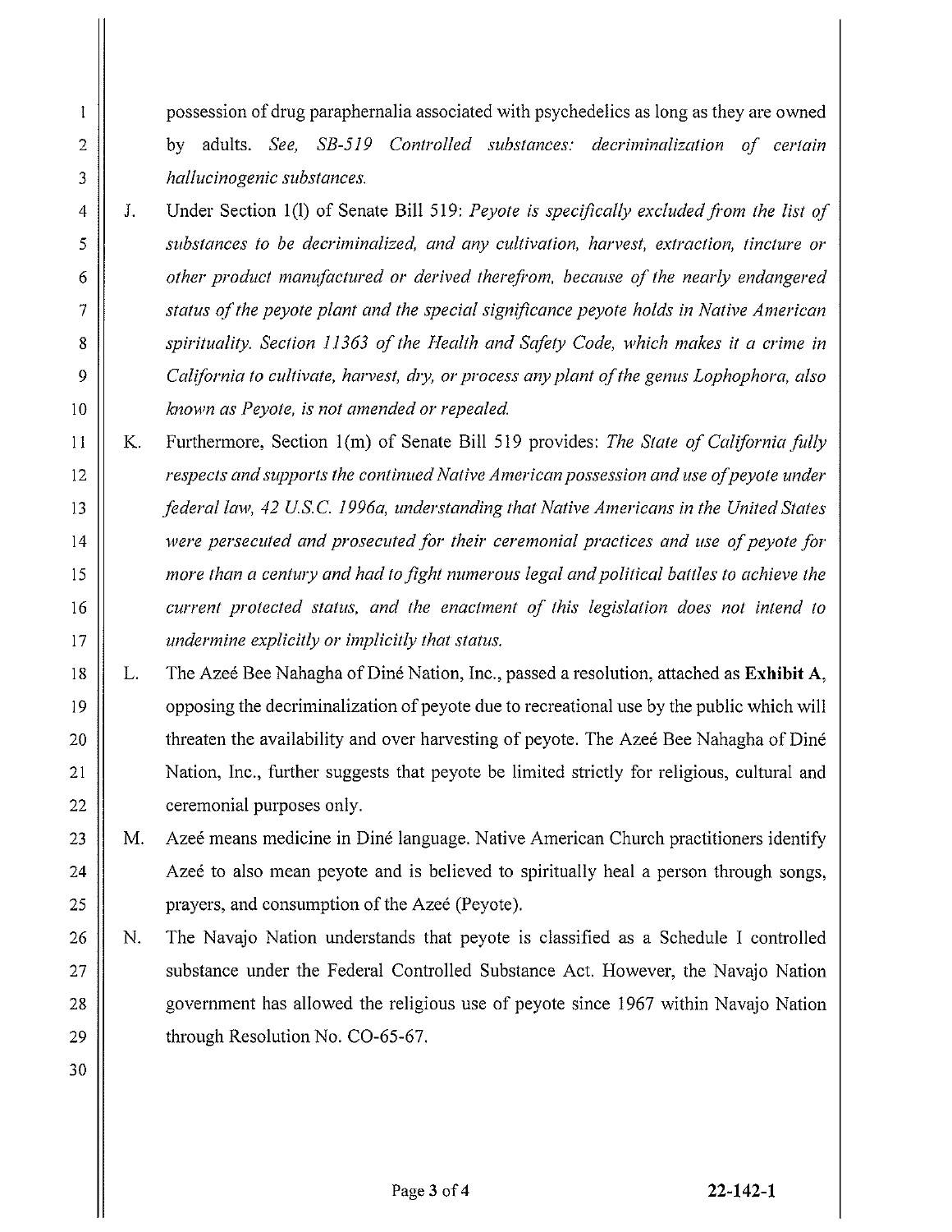possession of drug paraphernalia associated with psychedelics as long as they are owned by adults. *See, SB-519 Controlled substances: decriminalization of certain hallucinogenic substances.*

J. Under Section 1(l) of Senate Bill 519: *Peyote is specifically excluded from the list of substances to be decriminalized, and any cultivation, harvest, extraction, tincture or other product manufactured or derived therefrom, because of the nearly endangered status of the peyote plant and the special significance peyote holds in Native American spirituality. Section 11363 of the Health and Safety Code, which makes it a crime in California to cultivate, harvest, dry, or process any plant of the genus Lophophora, also known as Peyote, is not amended or repealed.*

K. Furthermore, Section 1(m) of Senate Bill 519 provides: *The State of California fully respects and supports the continued Native American possession and use of peyote under federal law, 42 U.S.C. 1996a, understanding that Native Americans in the United States were persecuted and prosecuted for their ceremonial practices and use of peyote for more than a century and had to fight numerous legal and political battles to achieve the current protected status, and the enactment of this legislation does not intend to undermine explicitly or implicitly that status.*

L. The Azeé Bee Nahagha of Diné Nation, Inc., passed a resolution, attached as **Exhibit A**, opposing the decriminalization of peyote due to recreational use by the public which will threaten the availability and over harvesting of peyote. The Azeé Bee Nahagha of Diné Nation, Inc., further suggests that peyote be limited strictly for religious, cultural and ceremonial purposes only.

M. Azeé means medicine in Diné language. Native American Church practitioners identify Azeé to also mean peyote and is believed to spiritually heal a person through songs, prayers, and consumption of the Azeé (Peyote).

N. The Navajo Nation understands that peyote is classified as a Schedule I controlled substance under the Federal Controlled Substance Act. However, the Navajo Nation government has allowed the religious use of peyote since 1967 within Navajo Nation through Resolution No. CO-65-67.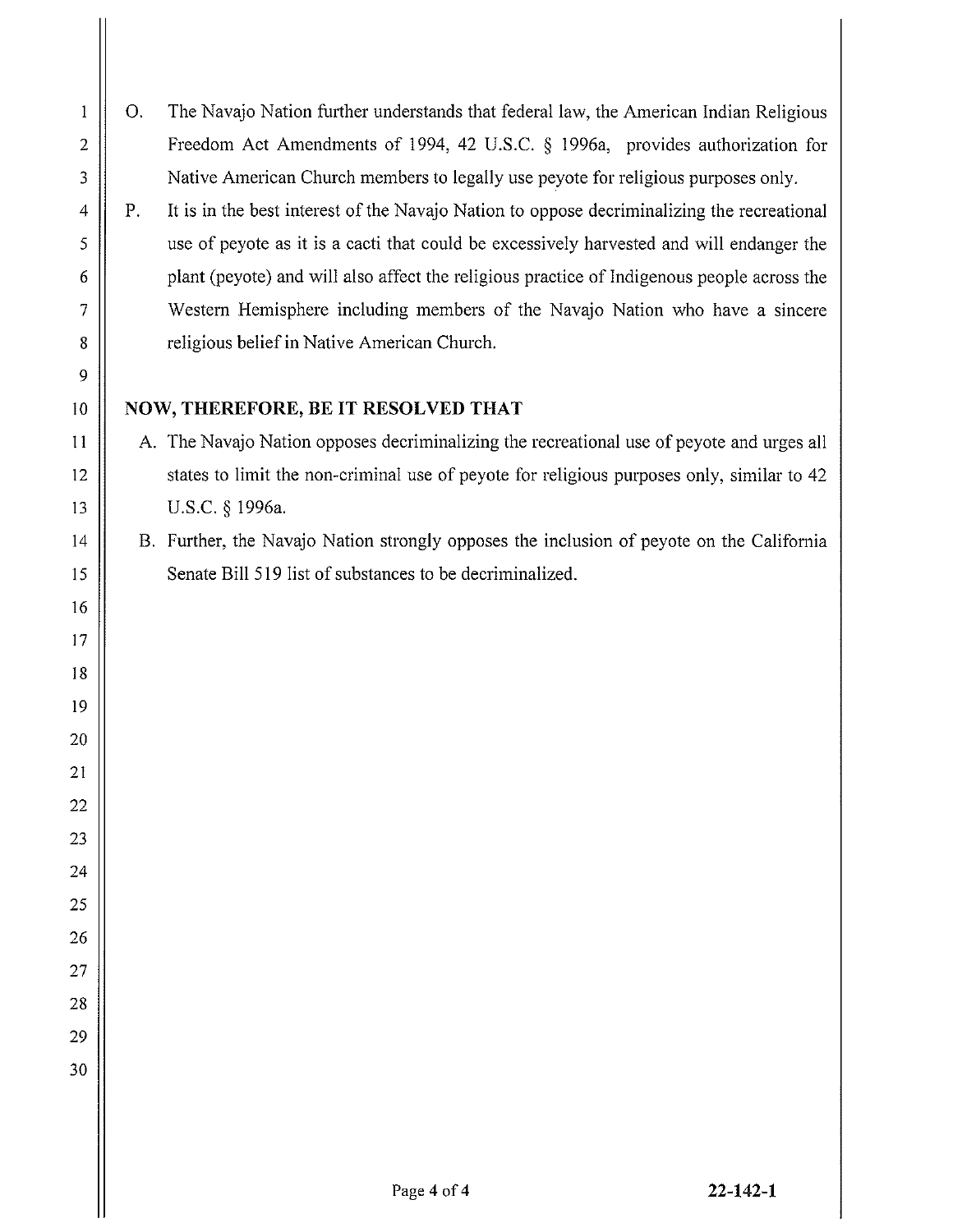O. The Navajo Nation further understands that federal law, the American Indian Religious Freedom Act Amendments of 1994, 42 U.S.C. § 1996a, provides authorization for Native American Church members to legally use peyote for religious purposes only.

P. It is in the best interest of the Navajo Nation to oppose decriminalizing the recreational use of peyote as it is a cacti that could be excessively harvested and will endanger the plant (peyote) and will also affect the religious practice of Indigenous people across the Western Hemisphere including members of the Navajo Nation who have a sincere religious belief in Native American Church.

**NOW, THEREFORE, BE IT RESOLVED THAT**

A. The Navajo Nation opposes decriminalizing the recreational use of peyote and urges all states to limit the non-criminal use of peyote for religious purposes only, similar to 42 U.S.C. § 1996a.

B. Further, the Navajo Nation strongly opposes the inclusion of peyote on the California Senate Bill 519 list of substances to be decriminalized.

**22-142-1**